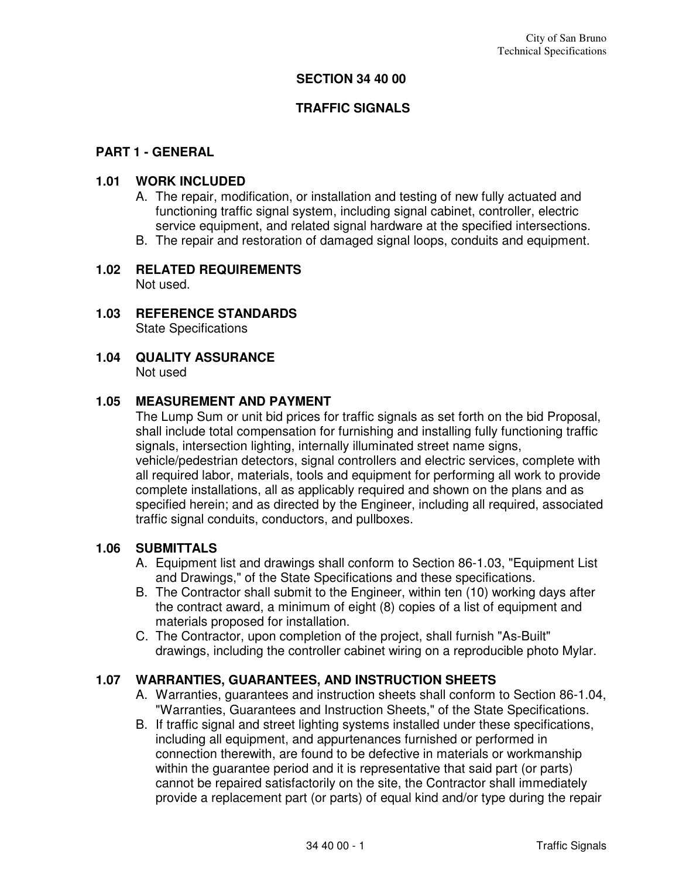# SECTION 34 40 00

# TRAFFIC SIGNALS

## PART 1 - GENERAL

### 1.01 WORK INCLUDED

A. The repair, modification, or installation and testing of new fully actuated and functioning traffic signal system, including signal cabinet, controller, electric service equipment, and related signal hardware at the specified intersections.

B. The repair and restoration of damaged signal loops, conduits and equipment.

### 1.02 RELATED REQUIREMENTS

Not used.

### 1.03 REFERENCE STANDARDS

State Specifications

### 1.04 QUALITY ASSURANCE

Not used

### 1.05 MEASUREMENT AND PAYMENT

The Lump Sum or unit bid prices for traffic signals as set forth on the bid Proposal, shall include total compensation for furnishing and installing fully functioning traffic signals, intersection lighting, internally illuminated street name signs, vehicle/pedestrian detectors, signal controllers and electric services, complete with all required labor, materials, tools and equipment for performing all work to provide complete installations, all as applicably required and shown on the plans and as specified herein; and as directed by the Engineer, including all required, associated traffic signal conduits, conductors, and pullboxes.

### 1.06 SUBMITTALS

A. Equipment list and drawings shall conform to Section 86-1.03, "Equipment List and Drawings," of the State Specifications and these specifications.

B. The Contractor shall submit to the Engineer, within ten (10) working days after the contract award, a minimum of eight (8) copies of a list of equipment and materials proposed for installation.

C. The Contractor, upon completion of the project, shall furnish "As-Built" drawings, including the controller cabinet wiring on a reproducible photo Mylar.

### 1.07 WARRANTIES, GUARANTEES, AND INSTRUCTION SHEETS

A. Warranties, guarantees and instruction sheets shall conform to Section 86-1.04, "Warranties, Guarantees and Instruction Sheets," of the State Specifications.

B. If traffic signal and street lighting systems installed under these specifications, including all equipment, and appurtenances furnished or performed in connection therewith, are found to be defective in materials or workmanship within the guarantee period and it is representative that said part (or parts) cannot be repaired satisfactorily on the site, the Contractor shall immediately provide a replacement part (or parts) of equal kind and/or type during the repair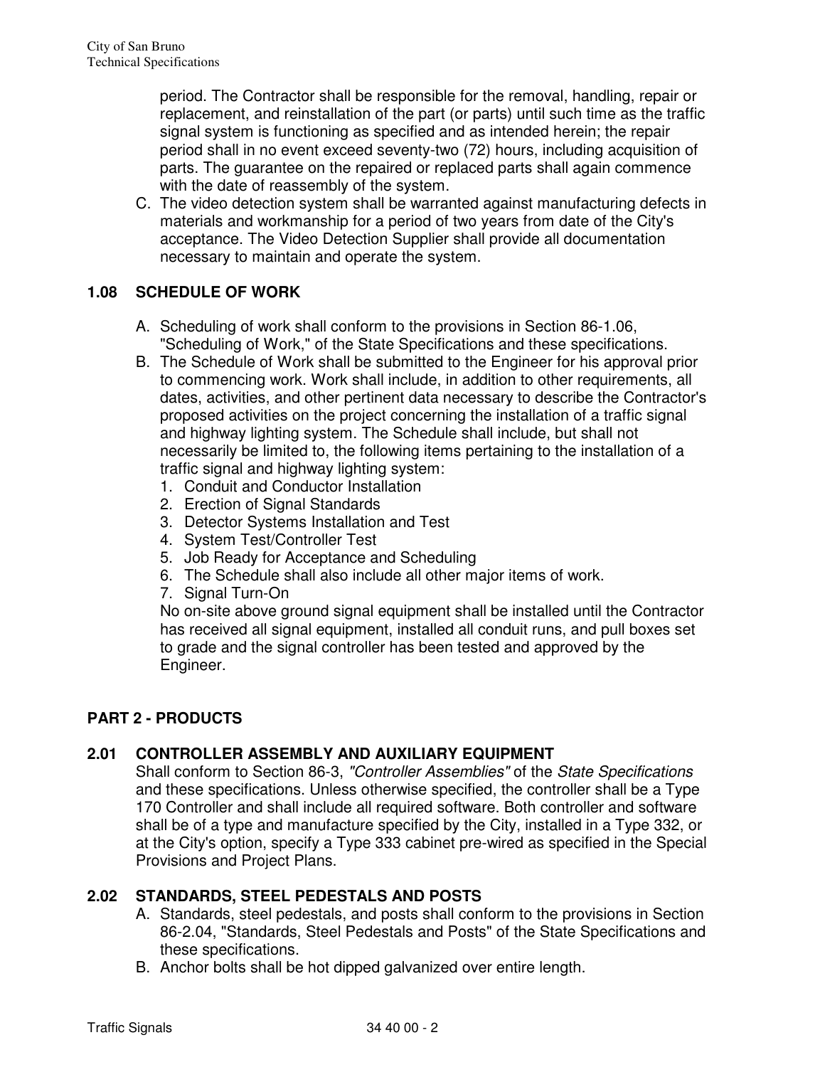period. The Contractor shall be responsible for the removal, handling, repair or replacement, and reinstallation of the part (or parts) until such time as the traffic signal system is functioning as specified and as intended herein; the repair period shall in no event exceed seventy-two (72) hours, including acquisition of parts. The guarantee on the repaired or replaced parts shall again commence with the date of reassembly of the system.

C. The video detection system shall be warranted against manufacturing defects in materials and workmanship for a period of two years from date of the City's acceptance. The Video Detection Supplier shall provide all documentation necessary to maintain and operate the system.

### 1.08 SCHEDULE OF WORK

A. Scheduling of work shall conform to the provisions in Section 86-1.06, "Scheduling of Work," of the State Specifications and these specifications.

B. The Schedule of Work shall be submitted to the Engineer for his approval prior to commencing work. Work shall include, in addition to other requirements, all dates, activities, and other pertinent data necessary to describe the Contractor's proposed activities on the project concerning the installation of a traffic signal and highway lighting system. The Schedule shall include, but shall not necessarily be limited to, the following items pertaining to the installation of a traffic signal and highway lighting system:

1. Conduit and Conductor Installation
2. Erection of Signal Standards
3. Detector Systems Installation and Test
4. System Test/Controller Test
5. Job Ready for Acceptance and Scheduling
6. The Schedule shall also include all other major items of work.
7. Signal Turn-On

No on-site above ground signal equipment shall be installed until the Contractor has received all signal equipment, installed all conduit runs, and pull boxes set to grade and the signal controller has been tested and approved by the Engineer.

## PART 2 - PRODUCTS

### 2.01 CONTROLLER ASSEMBLY AND AUXILIARY EQUIPMENT

Shall conform to Section 86-3, *"Controller Assemblies"* of the *State Specifications* and these specifications. Unless otherwise specified, the controller shall be a Type 170 Controller and shall include all required software. Both controller and software shall be of a type and manufacture specified by the City, installed in a Type 332, or at the City's option, specify a Type 333 cabinet pre-wired as specified in the Special Provisions and Project Plans.

### 2.02 STANDARDS, STEEL PEDESTALS AND POSTS

A. Standards, steel pedestals, and posts shall conform to the provisions in Section 86-2.04, "Standards, Steel Pedestals and Posts" of the State Specifications and these specifications.

B. Anchor bolts shall be hot dipped galvanized over entire length.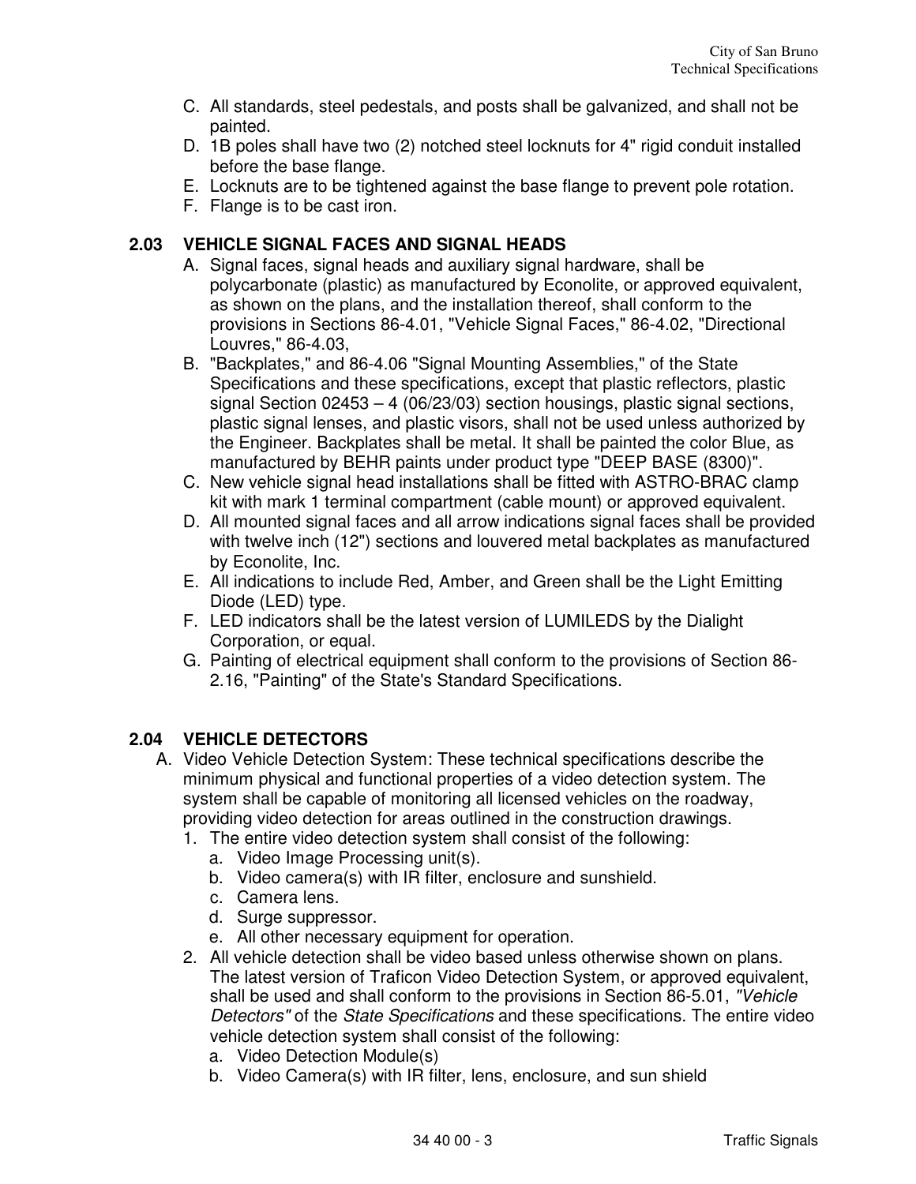C. All standards, steel pedestals, and posts shall be galvanized, and shall not be painted.
D. 1B poles shall have two (2) notched steel locknuts for 4" rigid conduit installed before the base flange.
E. Locknuts are to be tightened against the base flange to prevent pole rotation.
F. Flange is to be cast iron.

## 2.03 VEHICLE SIGNAL FACES AND SIGNAL HEADS

A. Signal faces, signal heads and auxiliary signal hardware, shall be polycarbonate (plastic) as manufactured by Econolite, or approved equivalent, as shown on the plans, and the installation thereof, shall conform to the provisions in Sections 86-4.01, "Vehicle Signal Faces," 86-4.02, "Directional Louvres," 86-4.03,
B. "Backplates," and 86-4.06 "Signal Mounting Assemblies," of the State Specifications and these specifications, except that plastic reflectors, plastic signal Section 02453 – 4 (06/23/03) section housings, plastic signal sections, plastic signal lenses, and plastic visors, shall not be used unless authorized by the Engineer. Backplates shall be metal. It shall be painted the color Blue, as manufactured by BEHR paints under product type "DEEP BASE (8300)".
C. New vehicle signal head installations shall be fitted with ASTRO-BRAC clamp kit with mark 1 terminal compartment (cable mount) or approved equivalent.
D. All mounted signal faces and all arrow indications signal faces shall be provided with twelve inch (12") sections and louvered metal backplates as manufactured by Econolite, Inc.
E. All indications to include Red, Amber, and Green shall be the Light Emitting Diode (LED) type.
F. LED indicators shall be the latest version of LUMILEDS by the Dialight Corporation, or equal.
G. Painting of electrical equipment shall conform to the provisions of Section 86-2.16, "Painting" of the State's Standard Specifications.

## 2.04 VEHICLE DETECTORS

A. Video Vehicle Detection System: These technical specifications describe the minimum physical and functional properties of a video detection system. The system shall be capable of monitoring all licensed vehicles on the roadway, providing video detection for areas outlined in the construction drawings.
   1. The entire video detection system shall consist of the following:
      a. Video Image Processing unit(s).
      b. Video camera(s) with IR filter, enclosure and sunshield.
      c. Camera lens.
      d. Surge suppressor.
      e. All other necessary equipment for operation.
   2. All vehicle detection shall be video based unless otherwise shown on plans. The latest version of Traficon Video Detection System, or approved equivalent, shall be used and shall conform to the provisions in Section 86-5.01, *"Vehicle Detectors"* of the *State Specifications* and these specifications. The entire video vehicle detection system shall consist of the following:
      a. Video Detection Module(s)
      b. Video Camera(s) with IR filter, lens, enclosure, and sun shield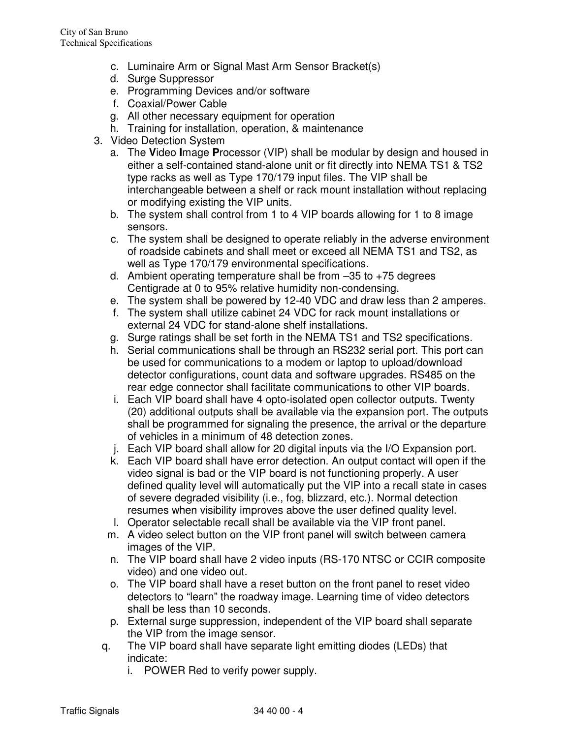c. Luminaire Arm or Signal Mast Arm Sensor Bracket(s)
d. Surge Suppressor
e. Programming Devices and/or software
f. Coaxial/Power Cable
g. All other necessary equipment for operation
h. Training for installation, operation, & maintenance

3. Video Detection System
   a. The **V**ideo **I**mage **P**rocessor (VIP) shall be modular by design and housed in either a self-contained stand-alone unit or fit directly into NEMA TS1 & TS2 type racks as well as Type 170/179 input files. The VIP shall be interchangeable between a shelf or rack mount installation without replacing or modifying existing the VIP units.
   b. The system shall control from 1 to 4 VIP boards allowing for 1 to 8 image sensors.
   c. The system shall be designed to operate reliably in the adverse environment of roadside cabinets and shall meet or exceed all NEMA TS1 and TS2, as well as Type 170/179 environmental specifications.
   d. Ambient operating temperature shall be from –35 to +75 degrees Centigrade at 0 to 95% relative humidity non-condensing.
   e. The system shall be powered by 12-40 VDC and draw less than 2 amperes.
   f. The system shall utilize cabinet 24 VDC for rack mount installations or external 24 VDC for stand-alone shelf installations.
   g. Surge ratings shall be set forth in the NEMA TS1 and TS2 specifications.
   h. Serial communications shall be through an RS232 serial port. This port can be used for communications to a modem or laptop to upload/download detector configurations, count data and software upgrades. RS485 on the rear edge connector shall facilitate communications to other VIP boards.
   i. Each VIP board shall have 4 opto-isolated open collector outputs. Twenty (20) additional outputs shall be available via the expansion port. The outputs shall be programmed for signaling the presence, the arrival or the departure of vehicles in a minimum of 48 detection zones.
   j. Each VIP board shall allow for 20 digital inputs via the I/O Expansion port.
   k. Each VIP board shall have error detection. An output contact will open if the video signal is bad or the VIP board is not functioning properly. A user defined quality level will automatically put the VIP into a recall state in cases of severe degraded visibility (i.e., fog, blizzard, etc.). Normal detection resumes when visibility improves above the user defined quality level.
   l. Operator selectable recall shall be available via the VIP front panel.
   m. A video select button on the VIP front panel will switch between camera images of the VIP.
   n. The VIP board shall have 2 video inputs (RS-170 NTSC or CCIR composite video) and one video out.
   o. The VIP board shall have a reset button on the front panel to reset video detectors to "learn" the roadway image. Learning time of video detectors shall be less than 10 seconds.
   p. External surge suppression, independent of the VIP board shall separate the VIP from the image sensor.
   q. The VIP board shall have separate light emitting diodes (LEDs) that indicate:
      i. POWER Red to verify power supply.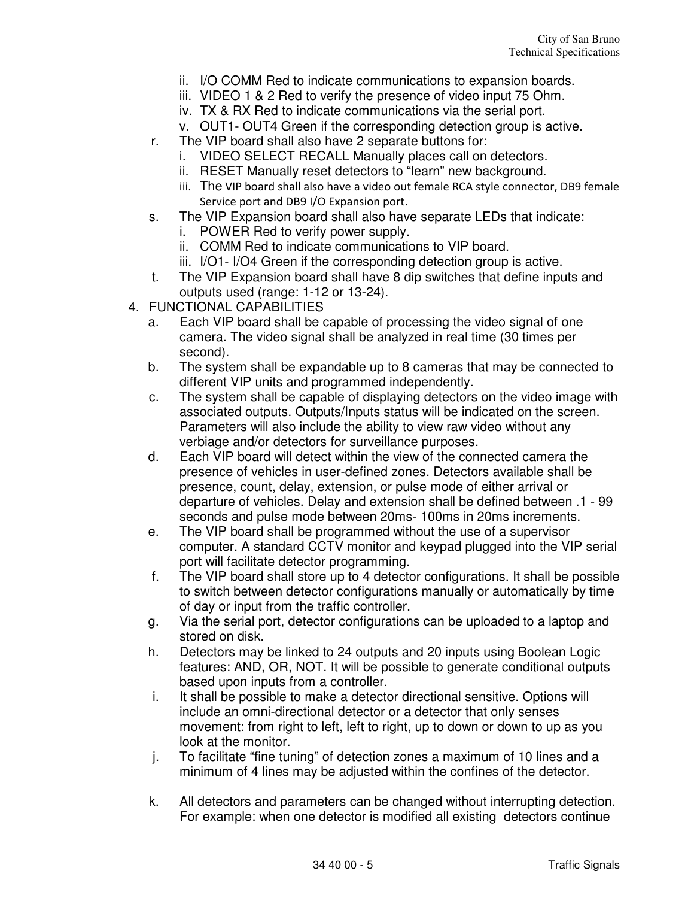ii. I/O COMM Red to indicate communications to expansion boards.
   iii. VIDEO 1 & 2 Red to verify the presence of video input 75 Ohm.
   iv. TX & RX Red to indicate communications via the serial port.
   v. OUT1- OUT4 Green if the corresponding detection group is active.

r. The VIP board shall also have 2 separate buttons for:
   i. VIDEO SELECT RECALL Manually places call on detectors.
   ii. RESET Manually reset detectors to "learn" new background.
   iii. The VIP board shall also have a video out female RCA style connector, DB9 female Service port and DB9 I/O Expansion port.

s. The VIP Expansion board shall also have separate LEDs that indicate:
   i. POWER Red to verify power supply.
   ii. COMM Red to indicate communications to VIP board.
   iii. I/O1- I/O4 Green if the corresponding detection group is active.

t. The VIP Expansion board shall have 8 dip switches that define inputs and outputs used (range: 1-12 or 13-24).

4. FUNCTIONAL CAPABILITIES
   a. Each VIP board shall be capable of processing the video signal of one camera. The video signal shall be analyzed in real time (30 times per second).
   b. The system shall be expandable up to 8 cameras that may be connected to different VIP units and programmed independently.
   c. The system shall be capable of displaying detectors on the video image with associated outputs. Outputs/Inputs status will be indicated on the screen. Parameters will also include the ability to view raw video without any verbiage and/or detectors for surveillance purposes.
   d. Each VIP board will detect within the view of the connected camera the presence of vehicles in user-defined zones. Detectors available shall be presence, count, delay, extension, or pulse mode of either arrival or departure of vehicles. Delay and extension shall be defined between .1 - 99 seconds and pulse mode between 20ms- 100ms in 20ms increments.
   e. The VIP board shall be programmed without the use of a supervisor computer. A standard CCTV monitor and keypad plugged into the VIP serial port will facilitate detector programming.
   f. The VIP board shall store up to 4 detector configurations. It shall be possible to switch between detector configurations manually or automatically by time of day or input from the traffic controller.
   g. Via the serial port, detector configurations can be uploaded to a laptop and stored on disk.
   h. Detectors may be linked to 24 outputs and 20 inputs using Boolean Logic features: AND, OR, NOT. It will be possible to generate conditional outputs based upon inputs from a controller.
   i. It shall be possible to make a detector directional sensitive. Options will include an omni-directional detector or a detector that only senses movement: from right to left, left to right, up to down or down to up as you look at the monitor.
   j. To facilitate "fine tuning" of detection zones a maximum of 10 lines and a minimum of 4 lines may be adjusted within the confines of the detector.
   k. All detectors and parameters can be changed without interrupting detection. For example: when one detector is modified all existing detectors continue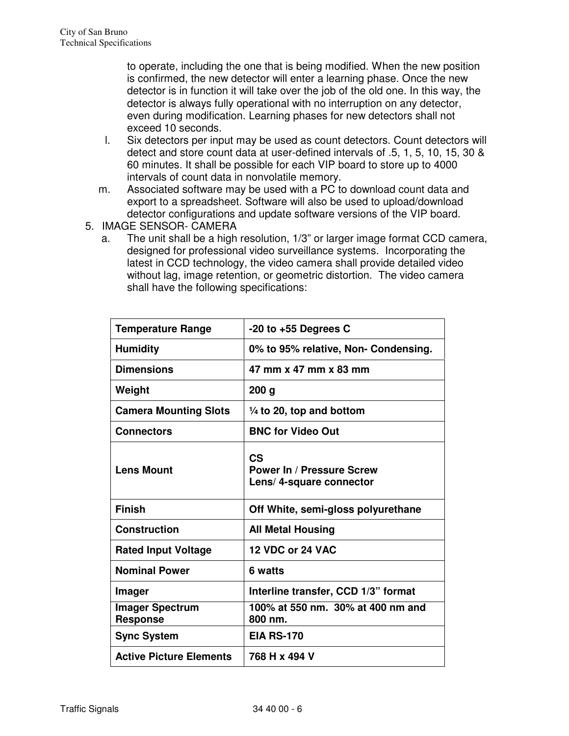to operate, including the one that is being modified. When the new position is confirmed, the new detector will enter a learning phase. Once the new detector is in function it will take over the job of the old one. In this way, the detector is always fully operational with no interruption on any detector, even during modification. Learning phases for new detectors shall not exceed 10 seconds.

l. Six detectors per input may be used as count detectors. Count detectors will detect and store count data at user-defined intervals of .5, 1, 5, 10, 15, 30 & 60 minutes. It shall be possible for each VIP board to store up to 4000 intervals of count data in nonvolatile memory.

m. Associated software may be used with a PC to download count data and export to a spreadsheet. Software will also be used to upload/download detector configurations and update software versions of the VIP board.

5. IMAGE SENSOR- CAMERA

a. The unit shall be a high resolution, 1/3" or larger image format CCD camera, designed for professional video surveillance systems. Incorporating the latest in CCD technology, the video camera shall provide detailed video without lag, image retention, or geometric distortion. The video camera shall have the following specifications:

| **Temperature Range** | **-20 to +55 Degrees C** |
|---|---|
| **Humidity** | **0% to 95% relative, Non- Condensing.** |
| **Dimensions** | **47 mm x 47 mm x 83 mm** |
| **Weight** | **200 g** |
| **Camera Mounting Slots** | **¼ to 20, top and bottom** |
| **Connectors** | **BNC for Video Out** |
| **Lens Mount** | **CS<br>Power In / Pressure Screw<br>Lens/ 4-square connector** |
| **Finish** | **Off White, semi-gloss polyurethane** |
| **Construction** | **All Metal Housing** |
| **Rated Input Voltage** | **12 VDC or 24 VAC** |
| **Nominal Power** | **6 watts** |
| **Imager** | **Interline transfer, CCD 1/3" format** |
| **Imager Spectrum Response** | **100% at 550 nm. 30% at 400 nm and 800 nm.** |
| **Sync System** | **EIA RS-170** |
| **Active Picture Elements** | **768 H x 494 V** |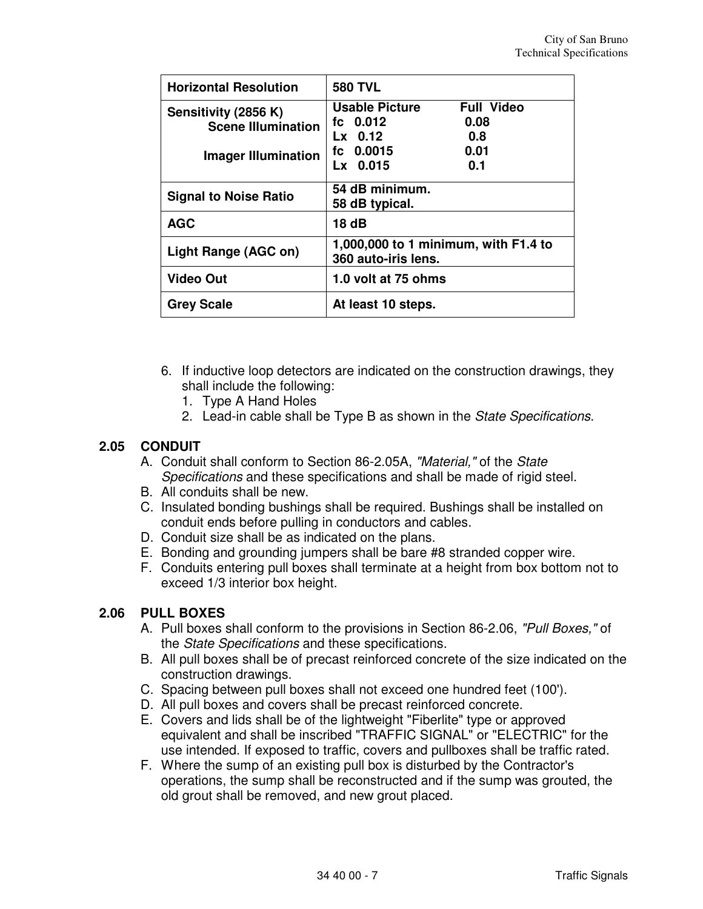| Horizontal Resolution | 580 TVL |
|---|---|
| Sensitivity (2856 K)<br>Scene Illumination<br><br>Imager Illumination | Usable Picture / Full Video<br>fc 0.012 / 0.08<br>Lx 0.12 / 0.8<br>fc 0.0015 / 0.01<br>Lx 0.015 / 0.1 |
| Signal to Noise Ratio | 54 dB minimum.<br>58 dB typical. |
| AGC | 18 dB |
| Light Range (AGC on) | 1,000,000 to 1 minimum, with F1.4 to 360 auto-iris lens. |
| Video Out | 1.0 volt at 75 ohms |
| Grey Scale | At least 10 steps. |

6. If inductive loop detectors are indicated on the construction drawings, they shall include the following:
   1. Type A Hand Holes
   2. Lead-in cable shall be Type B as shown in the *State Specifications*.

### 2.05 CONDUIT

A. Conduit shall conform to Section 86-2.05A, *"Material,"* of the *State Specifications* and these specifications and shall be made of rigid steel.
B. All conduits shall be new.
C. Insulated bonding bushings shall be required. Bushings shall be installed on conduit ends before pulling in conductors and cables.
D. Conduit size shall be as indicated on the plans.
E. Bonding and grounding jumpers shall be bare #8 stranded copper wire.
F. Conduits entering pull boxes shall terminate at a height from box bottom not to exceed 1/3 interior box height.

### 2.06 PULL BOXES

A. Pull boxes shall conform to the provisions in Section 86-2.06, *"Pull Boxes,"* of the *State Specifications* and these specifications.
B. All pull boxes shall be of precast reinforced concrete of the size indicated on the construction drawings.
C. Spacing between pull boxes shall not exceed one hundred feet (100').
D. All pull boxes and covers shall be precast reinforced concrete.
E. Covers and lids shall be of the lightweight "Fiberlite" type or approved equivalent and shall be inscribed "TRAFFIC SIGNAL" or "ELECTRIC" for the use intended. If exposed to traffic, covers and pullboxes shall be traffic rated.
F. Where the sump of an existing pull box is disturbed by the Contractor's operations, the sump shall be reconstructed and if the sump was grouted, the old grout shall be removed, and new grout placed.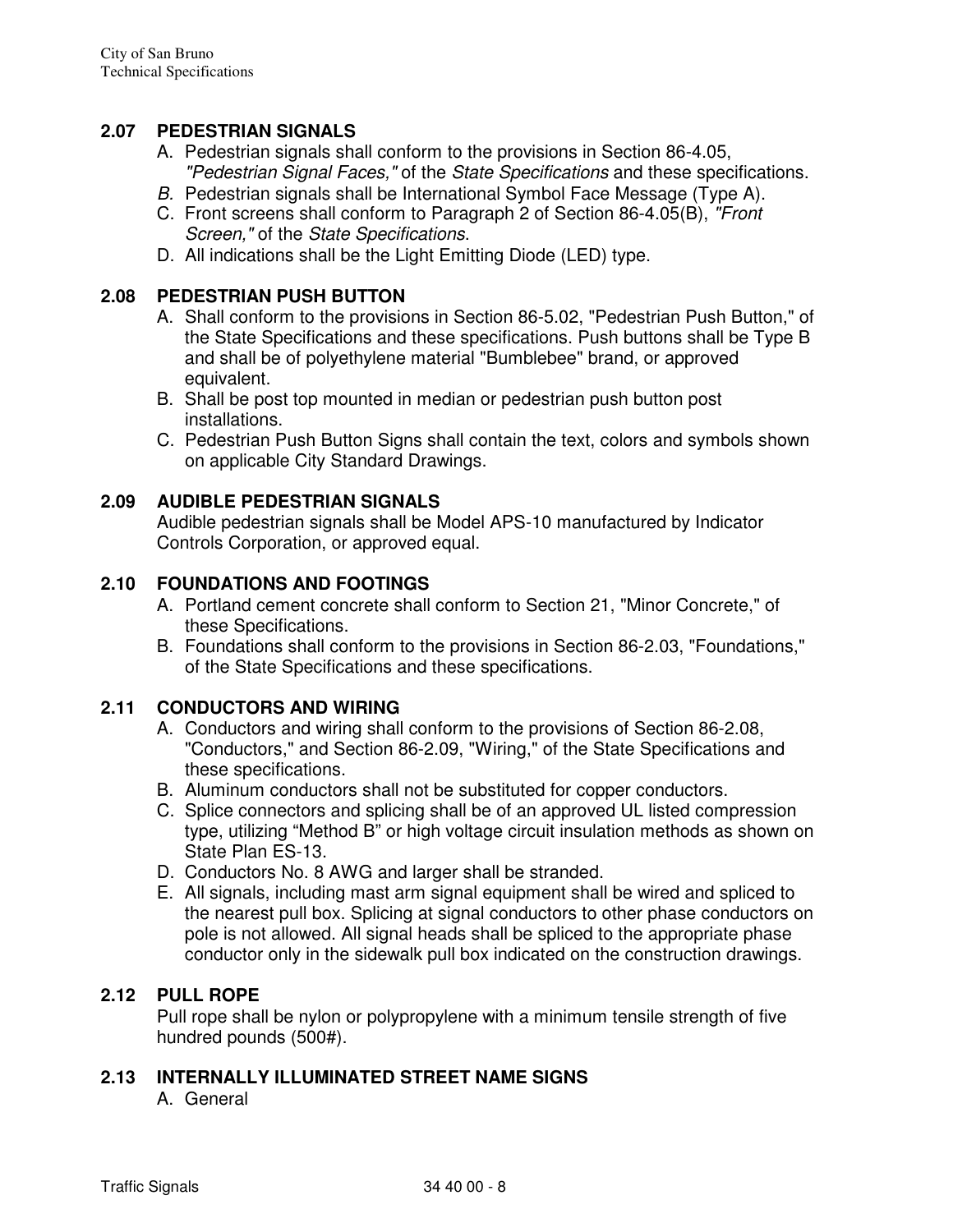## 2.07 PEDESTRIAN SIGNALS

A. Pedestrian signals shall conform to the provisions in Section 86-4.05, *"Pedestrian Signal Faces,"* of the *State Specifications* and these specifications.

*B.* Pedestrian signals shall be International Symbol Face Message (Type A).

C. Front screens shall conform to Paragraph 2 of Section 86-4.05(B), *"Front Screen,"* of the *State Specifications*.

D. All indications shall be the Light Emitting Diode (LED) type.

## 2.08 PEDESTRIAN PUSH BUTTON

A. Shall conform to the provisions in Section 86-5.02, "Pedestrian Push Button," of the State Specifications and these specifications. Push buttons shall be Type B and shall be of polyethylene material "Bumblebee" brand, or approved equivalent.

B. Shall be post top mounted in median or pedestrian push button post installations.

C. Pedestrian Push Button Signs shall contain the text, colors and symbols shown on applicable City Standard Drawings.

## 2.09 AUDIBLE PEDESTRIAN SIGNALS

Audible pedestrian signals shall be Model APS-10 manufactured by Indicator Controls Corporation, or approved equal.

## 2.10 FOUNDATIONS AND FOOTINGS

A. Portland cement concrete shall conform to Section 21, "Minor Concrete," of these Specifications.

B. Foundations shall conform to the provisions in Section 86-2.03, "Foundations," of the State Specifications and these specifications.

## 2.11 CONDUCTORS AND WIRING

A. Conductors and wiring shall conform to the provisions of Section 86-2.08, "Conductors," and Section 86-2.09, "Wiring," of the State Specifications and these specifications.

B. Aluminum conductors shall not be substituted for copper conductors.

C. Splice connectors and splicing shall be of an approved UL listed compression type, utilizing "Method B" or high voltage circuit insulation methods as shown on State Plan ES-13.

D. Conductors No. 8 AWG and larger shall be stranded.

E. All signals, including mast arm signal equipment shall be wired and spliced to the nearest pull box. Splicing at signal conductors to other phase conductors on pole is not allowed. All signal heads shall be spliced to the appropriate phase conductor only in the sidewalk pull box indicated on the construction drawings.

## 2.12 PULL ROPE

Pull rope shall be nylon or polypropylene with a minimum tensile strength of five hundred pounds (500#).

## 2.13 INTERNALLY ILLUMINATED STREET NAME SIGNS

A. General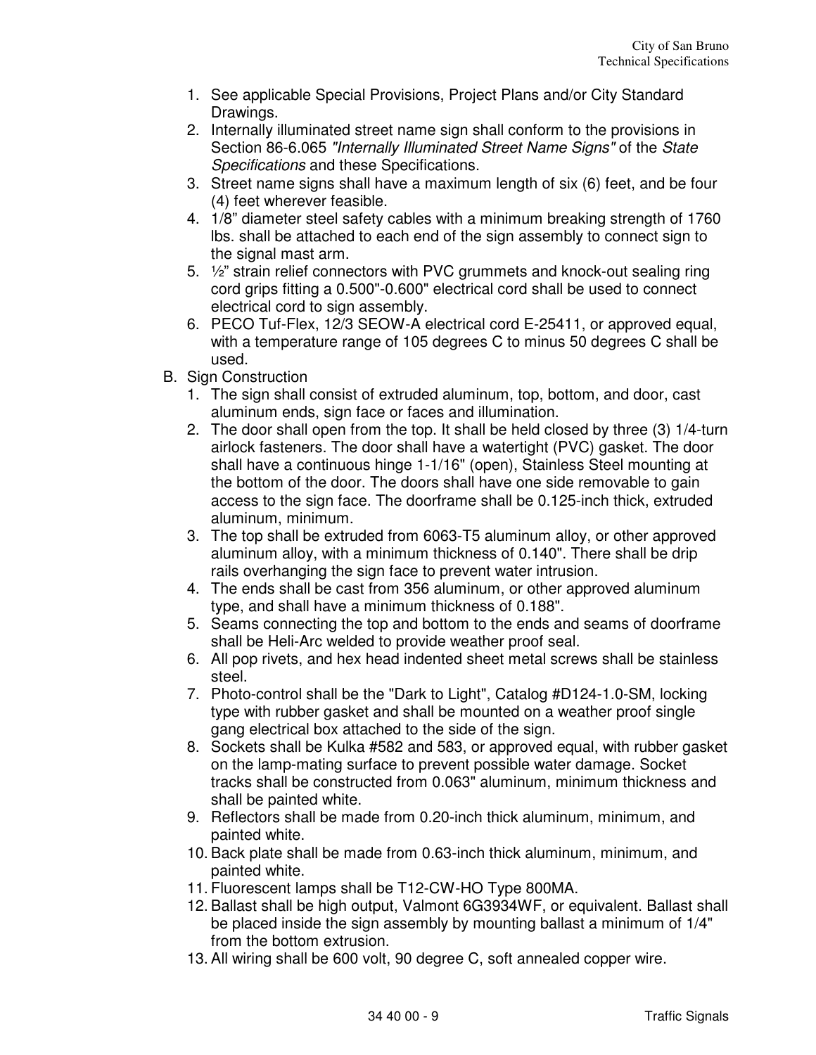1. See applicable Special Provisions, Project Plans and/or City Standard Drawings.
2. Internally illuminated street name sign shall conform to the provisions in Section 86-6.065 *"Internally Illuminated Street Name Signs"* of the *State Specifications* and these Specifications.
3. Street name signs shall have a maximum length of six (6) feet, and be four (4) feet wherever feasible.
4. 1/8" diameter steel safety cables with a minimum breaking strength of 1760 lbs. shall be attached to each end of the sign assembly to connect sign to the signal mast arm.
5. ½" strain relief connectors with PVC grummets and knock-out sealing ring cord grips fitting a 0.500"-0.600" electrical cord shall be used to connect electrical cord to sign assembly.
6. PECO Tuf-Flex, 12/3 SEOW-A electrical cord E-25411, or approved equal, with a temperature range of 105 degrees C to minus 50 degrees C shall be used.

B. Sign Construction

1. The sign shall consist of extruded aluminum, top, bottom, and door, cast aluminum ends, sign face or faces and illumination.
2. The door shall open from the top. It shall be held closed by three (3) 1/4-turn airlock fasteners. The door shall have a watertight (PVC) gasket. The door shall have a continuous hinge 1-1/16" (open), Stainless Steel mounting at the bottom of the door. The doors shall have one side removable to gain access to the sign face. The doorframe shall be 0.125-inch thick, extruded aluminum, minimum.
3. The top shall be extruded from 6063-T5 aluminum alloy, or other approved aluminum alloy, with a minimum thickness of 0.140". There shall be drip rails overhanging the sign face to prevent water intrusion.
4. The ends shall be cast from 356 aluminum, or other approved aluminum type, and shall have a minimum thickness of 0.188".
5. Seams connecting the top and bottom to the ends and seams of doorframe shall be Heli-Arc welded to provide weather proof seal.
6. All pop rivets, and hex head indented sheet metal screws shall be stainless steel.
7. Photo-control shall be the "Dark to Light", Catalog #D124-1.0-SM, locking type with rubber gasket and shall be mounted on a weather proof single gang electrical box attached to the side of the sign.
8. Sockets shall be Kulka #582 and 583, or approved equal, with rubber gasket on the lamp-mating surface to prevent possible water damage. Socket tracks shall be constructed from 0.063" aluminum, minimum thickness and shall be painted white.
9. Reflectors shall be made from 0.20-inch thick aluminum, minimum, and painted white.
10. Back plate shall be made from 0.63-inch thick aluminum, minimum, and painted white.
11. Fluorescent lamps shall be T12-CW-HO Type 800MA.
12. Ballast shall be high output, Valmont 6G3934WF, or equivalent. Ballast shall be placed inside the sign assembly by mounting ballast a minimum of 1/4" from the bottom extrusion.
13. All wiring shall be 600 volt, 90 degree C, soft annealed copper wire.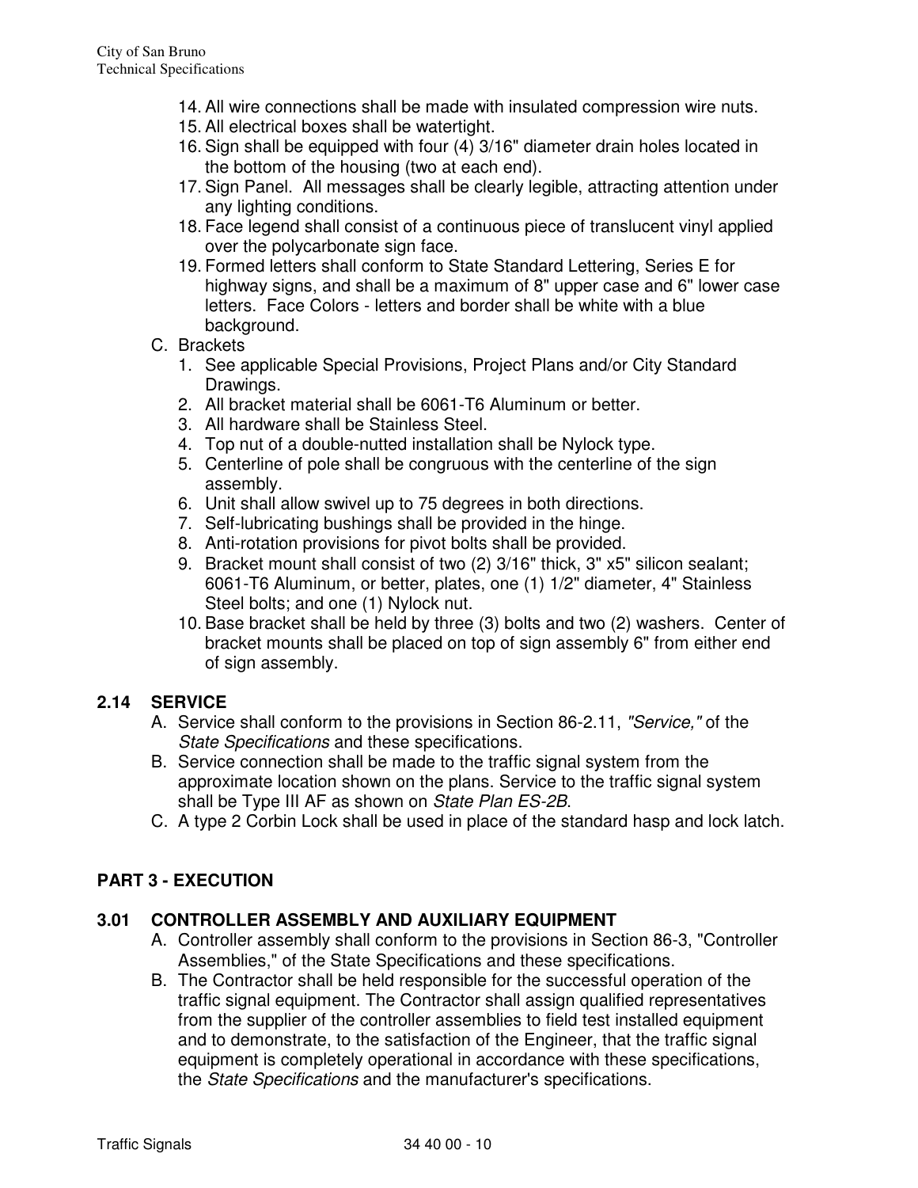14. All wire connections shall be made with insulated compression wire nuts.
15. All electrical boxes shall be watertight.
16. Sign shall be equipped with four (4) 3/16" diameter drain holes located in the bottom of the housing (two at each end).
17. Sign Panel. All messages shall be clearly legible, attracting attention under any lighting conditions.
18. Face legend shall consist of a continuous piece of translucent vinyl applied over the polycarbonate sign face.
19. Formed letters shall conform to State Standard Lettering, Series E for highway signs, and shall be a maximum of 8" upper case and 6" lower case letters. Face Colors - letters and border shall be white with a blue background.

C. Brackets
1. See applicable Special Provisions, Project Plans and/or City Standard Drawings.
2. All bracket material shall be 6061-T6 Aluminum or better.
3. All hardware shall be Stainless Steel.
4. Top nut of a double-nutted installation shall be Nylock type.
5. Centerline of pole shall be congruous with the centerline of the sign assembly.
6. Unit shall allow swivel up to 75 degrees in both directions.
7. Self-lubricating bushings shall be provided in the hinge.
8. Anti-rotation provisions for pivot bolts shall be provided.
9. Bracket mount shall consist of two (2) 3/16" thick, 3" x5" silicon sealant; 6061-T6 Aluminum, or better, plates, one (1) 1/2" diameter, 4" Stainless Steel bolts; and one (1) Nylock nut.
10. Base bracket shall be held by three (3) bolts and two (2) washers. Center of bracket mounts shall be placed on top of sign assembly 6" from either end of sign assembly.

## 2.14 SERVICE

A. Service shall conform to the provisions in Section 86-2.11, *"Service,"* of the *State Specifications* and these specifications.

B. Service connection shall be made to the traffic signal system from the approximate location shown on the plans. Service to the traffic signal system shall be Type III AF as shown on *State Plan ES-2B*.

C. A type 2 Corbin Lock shall be used in place of the standard hasp and lock latch.

# PART 3 - EXECUTION

## 3.01 CONTROLLER ASSEMBLY AND AUXILIARY EQUIPMENT

A. Controller assembly shall conform to the provisions in Section 86-3, "Controller Assemblies," of the State Specifications and these specifications.

B. The Contractor shall be held responsible for the successful operation of the traffic signal equipment. The Contractor shall assign qualified representatives from the supplier of the controller assemblies to field test installed equipment and to demonstrate, to the satisfaction of the Engineer, that the traffic signal equipment is completely operational in accordance with these specifications, the *State Specifications* and the manufacturer's specifications.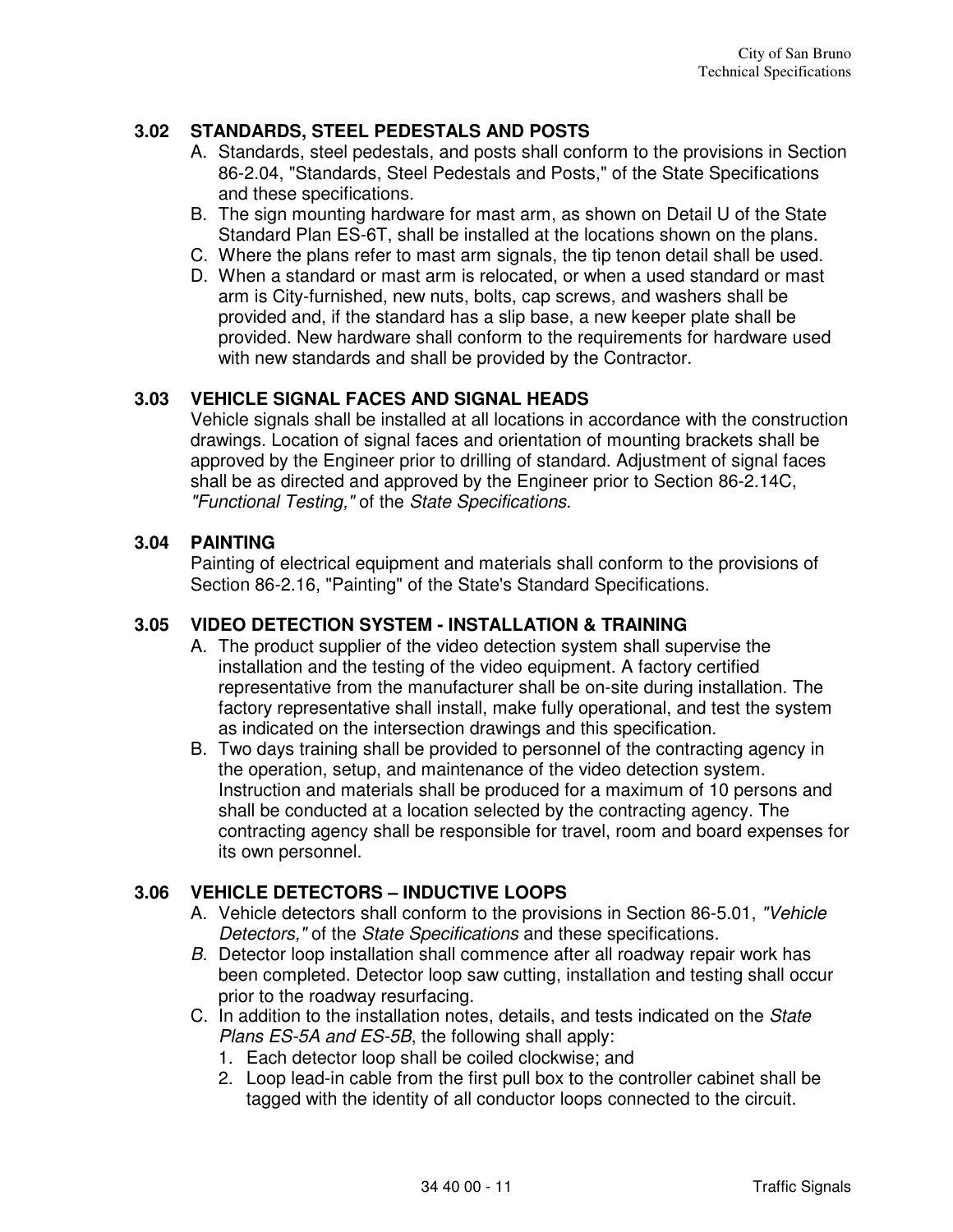## 3.02 STANDARDS, STEEL PEDESTALS AND POSTS

A. Standards, steel pedestals, and posts shall conform to the provisions in Section 86-2.04, "Standards, Steel Pedestals and Posts," of the State Specifications and these specifications.

B. The sign mounting hardware for mast arm, as shown on Detail U of the State Standard Plan ES-6T, shall be installed at the locations shown on the plans.

C. Where the plans refer to mast arm signals, the tip tenon detail shall be used.

D. When a standard or mast arm is relocated, or when a used standard or mast arm is City-furnished, new nuts, bolts, cap screws, and washers shall be provided and, if the standard has a slip base, a new keeper plate shall be provided. New hardware shall conform to the requirements for hardware used with new standards and shall be provided by the Contractor.

## 3.03 VEHICLE SIGNAL FACES AND SIGNAL HEADS

Vehicle signals shall be installed at all locations in accordance with the construction drawings. Location of signal faces and orientation of mounting brackets shall be approved by the Engineer prior to drilling of standard. Adjustment of signal faces shall be as directed and approved by the Engineer prior to Section 86-2.14C, *"Functional Testing,"* of the *State Specifications*.

## 3.04 PAINTING

Painting of electrical equipment and materials shall conform to the provisions of Section 86-2.16, "Painting" of the State's Standard Specifications.

## 3.05 VIDEO DETECTION SYSTEM - INSTALLATION & TRAINING

A. The product supplier of the video detection system shall supervise the installation and the testing of the video equipment. A factory certified representative from the manufacturer shall be on-site during installation. The factory representative shall install, make fully operational, and test the system as indicated on the intersection drawings and this specification.

B. Two days training shall be provided to personnel of the contracting agency in the operation, setup, and maintenance of the video detection system. Instruction and materials shall be produced for a maximum of 10 persons and shall be conducted at a location selected by the contracting agency. The contracting agency shall be responsible for travel, room and board expenses for its own personnel.

## 3.06 VEHICLE DETECTORS – INDUCTIVE LOOPS

A. Vehicle detectors shall conform to the provisions in Section 86-5.01, *"Vehicle Detectors,"* of the *State Specifications* and these specifications.

*B.* Detector loop installation shall commence after all roadway repair work has been completed. Detector loop saw cutting, installation and testing shall occur prior to the roadway resurfacing.

C. In addition to the installation notes, details, and tests indicated on the *State Plans ES-5A and ES-5B*, the following shall apply:

1. Each detector loop shall be coiled clockwise; and
2. Loop lead-in cable from the first pull box to the controller cabinet shall be tagged with the identity of all conductor loops connected to the circuit.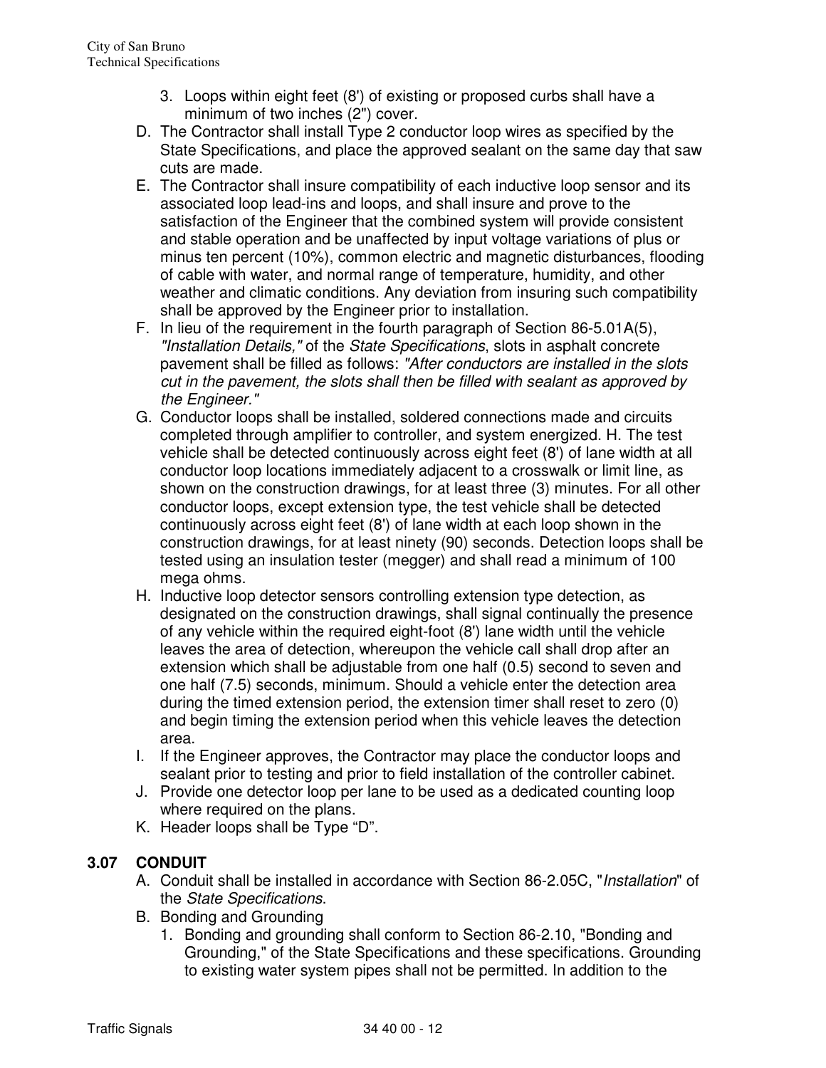3. Loops within eight feet (8') of existing or proposed curbs shall have a minimum of two inches (2") cover.

D. The Contractor shall install Type 2 conductor loop wires as specified by the State Specifications, and place the approved sealant on the same day that saw cuts are made.

E. The Contractor shall insure compatibility of each inductive loop sensor and its associated loop lead-ins and loops, and shall insure and prove to the satisfaction of the Engineer that the combined system will provide consistent and stable operation and be unaffected by input voltage variations of plus or minus ten percent (10%), common electric and magnetic disturbances, flooding of cable with water, and normal range of temperature, humidity, and other weather and climatic conditions. Any deviation from insuring such compatibility shall be approved by the Engineer prior to installation.

F. In lieu of the requirement in the fourth paragraph of Section 86-5.01A(5), *"Installation Details,"* of the *State Specifications*, slots in asphalt concrete pavement shall be filled as follows: *"After conductors are installed in the slots cut in the pavement, the slots shall then be filled with sealant as approved by the Engineer."*

G. Conductor loops shall be installed, soldered connections made and circuits completed through amplifier to controller, and system energized. H. The test vehicle shall be detected continuously across eight feet (8') of lane width at all conductor loop locations immediately adjacent to a crosswalk or limit line, as shown on the construction drawings, for at least three (3) minutes. For all other conductor loops, except extension type, the test vehicle shall be detected continuously across eight feet (8') of lane width at each loop shown in the construction drawings, for at least ninety (90) seconds. Detection loops shall be tested using an insulation tester (megger) and shall read a minimum of 100 mega ohms.

H. Inductive loop detector sensors controlling extension type detection, as designated on the construction drawings, shall signal continually the presence of any vehicle within the required eight-foot (8') lane width until the vehicle leaves the area of detection, whereupon the vehicle call shall drop after an extension which shall be adjustable from one half (0.5) second to seven and one half (7.5) seconds, minimum. Should a vehicle enter the detection area during the timed extension period, the extension timer shall reset to zero (0) and begin timing the extension period when this vehicle leaves the detection area.

I. If the Engineer approves, the Contractor may place the conductor loops and sealant prior to testing and prior to field installation of the controller cabinet.

J. Provide one detector loop per lane to be used as a dedicated counting loop where required on the plans.

K. Header loops shall be Type “D”.

### 3.07 CONDUIT

A. Conduit shall be installed in accordance with Section 86-2.05C, "*Installation*" of the *State Specifications*.

B. Bonding and Grounding

1. Bonding and grounding shall conform to Section 86-2.10, "Bonding and Grounding," of the State Specifications and these specifications. Grounding to existing water system pipes shall not be permitted. In addition to the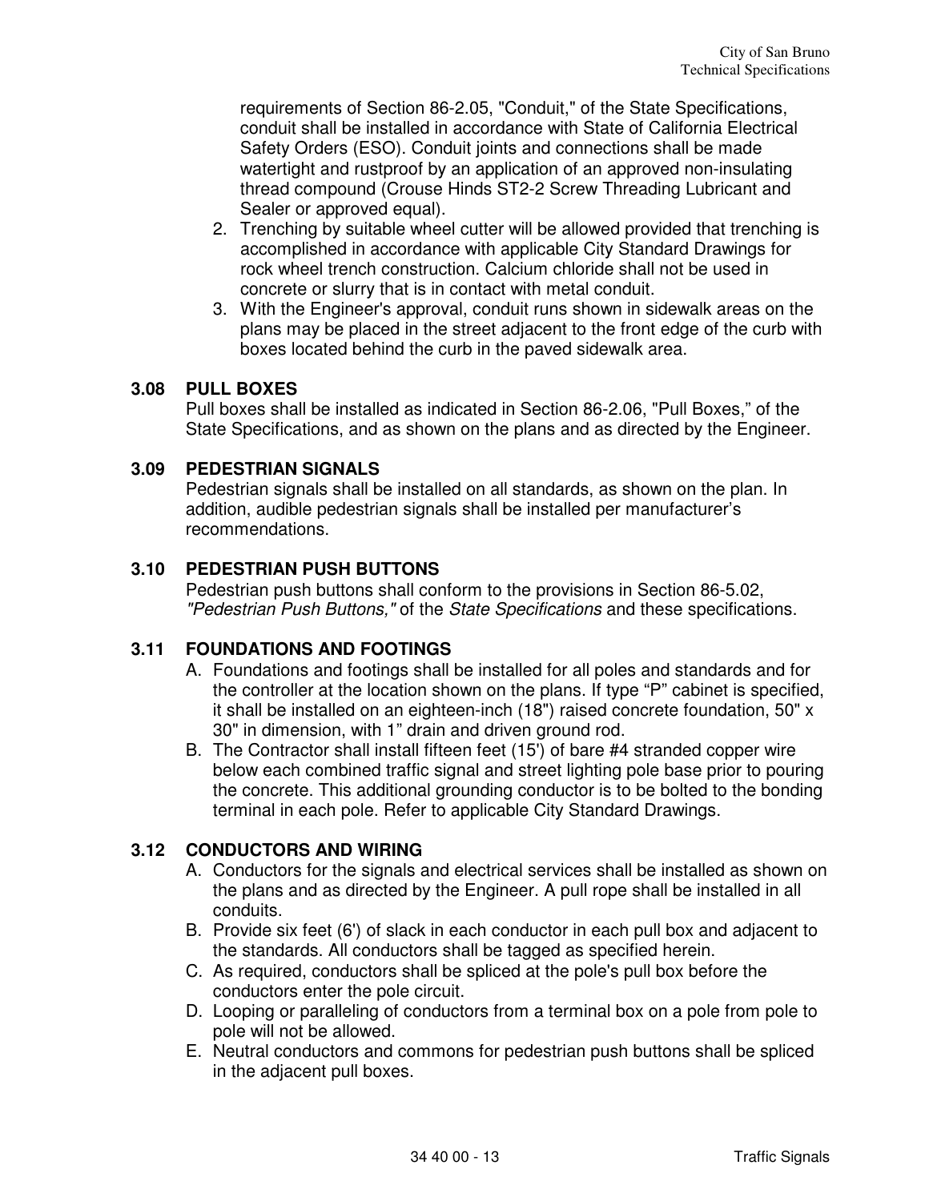requirements of Section 86-2.05, "Conduit," of the State Specifications, conduit shall be installed in accordance with State of California Electrical Safety Orders (ESO). Conduit joints and connections shall be made watertight and rustproof by an application of an approved non-insulating thread compound (Crouse Hinds ST2-2 Screw Threading Lubricant and Sealer or approved equal).

2. Trenching by suitable wheel cutter will be allowed provided that trenching is accomplished in accordance with applicable City Standard Drawings for rock wheel trench construction. Calcium chloride shall not be used in concrete or slurry that is in contact with metal conduit.
3. With the Engineer's approval, conduit runs shown in sidewalk areas on the plans may be placed in the street adjacent to the front edge of the curb with boxes located behind the curb in the paved sidewalk area.

### 3.08 PULL BOXES

Pull boxes shall be installed as indicated in Section 86-2.06, "Pull Boxes," of the State Specifications, and as shown on the plans and as directed by the Engineer.

### 3.09 PEDESTRIAN SIGNALS

Pedestrian signals shall be installed on all standards, as shown on the plan. In addition, audible pedestrian signals shall be installed per manufacturer's recommendations.

### 3.10 PEDESTRIAN PUSH BUTTONS

Pedestrian push buttons shall conform to the provisions in Section 86-5.02, *"Pedestrian Push Buttons,"* of the *State Specifications* and these specifications.

### 3.11 FOUNDATIONS AND FOOTINGS

A. Foundations and footings shall be installed for all poles and standards and for the controller at the location shown on the plans. If type "P" cabinet is specified, it shall be installed on an eighteen-inch (18") raised concrete foundation, 50" x 30" in dimension, with 1" drain and driven ground rod.

B. The Contractor shall install fifteen feet (15') of bare #4 stranded copper wire below each combined traffic signal and street lighting pole base prior to pouring the concrete. This additional grounding conductor is to be bolted to the bonding terminal in each pole. Refer to applicable City Standard Drawings.

### 3.12 CONDUCTORS AND WIRING

A. Conductors for the signals and electrical services shall be installed as shown on the plans and as directed by the Engineer. A pull rope shall be installed in all conduits.

B. Provide six feet (6') of slack in each conductor in each pull box and adjacent to the standards. All conductors shall be tagged as specified herein.

C. As required, conductors shall be spliced at the pole's pull box before the conductors enter the pole circuit.

D. Looping or paralleling of conductors from a terminal box on a pole from pole to pole will not be allowed.

E. Neutral conductors and commons for pedestrian push buttons shall be spliced in the adjacent pull boxes.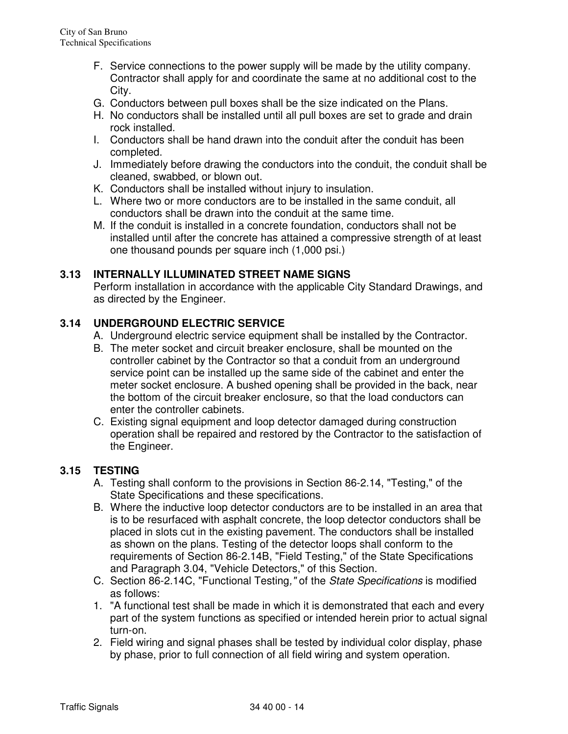F. Service connections to the power supply will be made by the utility company. Contractor shall apply for and coordinate the same at no additional cost to the City.
G. Conductors between pull boxes shall be the size indicated on the Plans.
H. No conductors shall be installed until all pull boxes are set to grade and drain rock installed.
I. Conductors shall be hand drawn into the conduit after the conduit has been completed.
J. Immediately before drawing the conductors into the conduit, the conduit shall be cleaned, swabbed, or blown out.
K. Conductors shall be installed without injury to insulation.
L. Where two or more conductors are to be installed in the same conduit, all conductors shall be drawn into the conduit at the same time.
M. If the conduit is installed in a concrete foundation, conductors shall not be installed until after the concrete has attained a compressive strength of at least one thousand pounds per square inch (1,000 psi.)

### 3.13 INTERNALLY ILLUMINATED STREET NAME SIGNS

Perform installation in accordance with the applicable City Standard Drawings, and as directed by the Engineer.

### 3.14 UNDERGROUND ELECTRIC SERVICE

A. Underground electric service equipment shall be installed by the Contractor.
B. The meter socket and circuit breaker enclosure, shall be mounted on the controller cabinet by the Contractor so that a conduit from an underground service point can be installed up the same side of the cabinet and enter the meter socket enclosure. A bushed opening shall be provided in the back, near the bottom of the circuit breaker enclosure, so that the load conductors can enter the controller cabinets.
C. Existing signal equipment and loop detector damaged during construction operation shall be repaired and restored by the Contractor to the satisfaction of the Engineer.

### 3.15 TESTING

A. Testing shall conform to the provisions in Section 86-2.14, "Testing," of the State Specifications and these specifications.
B. Where the inductive loop detector conductors are to be installed in an area that is to be resurfaced with asphalt concrete, the loop detector conductors shall be placed in slots cut in the existing pavement. The conductors shall be installed as shown on the plans. Testing of the detector loops shall conform to the requirements of Section 86-2.14B, "Field Testing," of the State Specifications and Paragraph 3.04, "Vehicle Detectors," of this Section.
C. Section 86-2.14C, "Functional Testing*,"* of the *State Specifications* is modified as follows:

1. "A functional test shall be made in which it is demonstrated that each and every part of the system functions as specified or intended herein prior to actual signal turn-on.
2. Field wiring and signal phases shall be tested by individual color display, phase by phase, prior to full connection of all field wiring and system operation.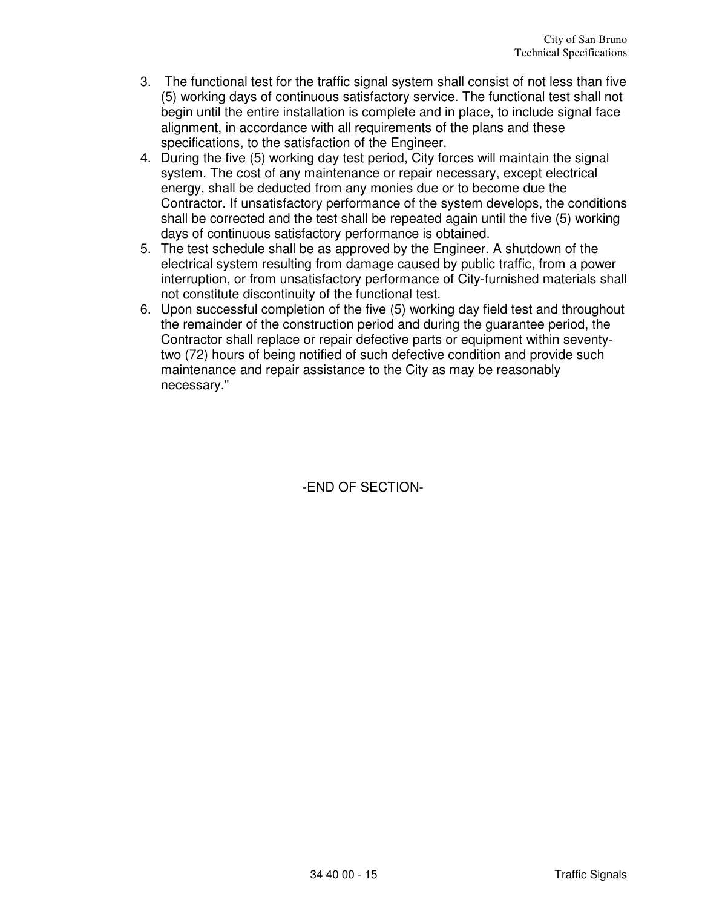3. The functional test for the traffic signal system shall consist of not less than five (5) working days of continuous satisfactory service. The functional test shall not begin until the entire installation is complete and in place, to include signal face alignment, in accordance with all requirements of the plans and these specifications, to the satisfaction of the Engineer.
4. During the five (5) working day test period, City forces will maintain the signal system. The cost of any maintenance or repair necessary, except electrical energy, shall be deducted from any monies due or to become due the Contractor. If unsatisfactory performance of the system develops, the conditions shall be corrected and the test shall be repeated again until the five (5) working days of continuous satisfactory performance is obtained.
5. The test schedule shall be as approved by the Engineer. A shutdown of the electrical system resulting from damage caused by public traffic, from a power interruption, or from unsatisfactory performance of City-furnished materials shall not constitute discontinuity of the functional test.
6. Upon successful completion of the five (5) working day field test and throughout the remainder of the construction period and during the guarantee period, the Contractor shall replace or repair defective parts or equipment within seventy-two (72) hours of being notified of such defective condition and provide such maintenance and repair assistance to the City as may be reasonably necessary."

-END OF SECTION-